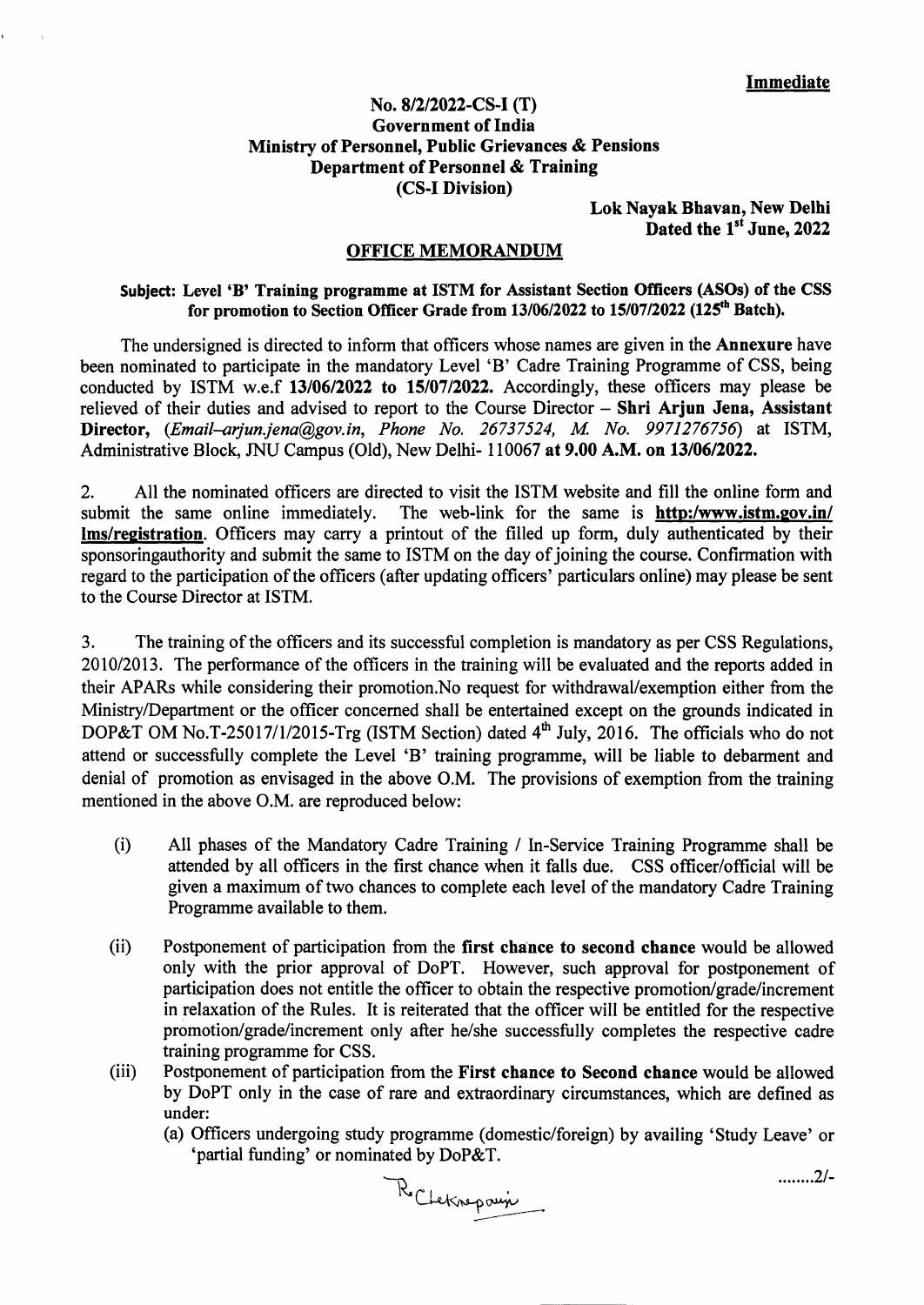**Immediate**

**No. 8/2/2022-CS-I (T)**
**Government of India**
**Ministry of Personnel, Public Grievances & Pensions**
**Department of Personnel & Training**
**(CS-I Division)**

**Lok Nayak Bhavan, New Delhi**
**Dated the 1st June, 2022**

## OFFICE MEMORANDUM

**Subject: Level 'B' Training programme at ISTM for Assistant Section Officers (ASOs) of the CSS for promotion to Section Officer Grade from 13/06/2022 to 15/07/2022 (125th Batch).**

The undersigned is directed to inform that officers whose names are given in the **Annexure** have been nominated to participate in the mandatory Level 'B' Cadre Training Programme of CSS, being conducted by ISTM w.e.f **13/06/2022 to 15/07/2022.** Accordingly, these officers may please be relieved of their duties and advised to report to the Course Director – **Shri Arjun Jena, Assistant Director,** (*Email–arjun.jena@gov.in, Phone No. 26737524, M. No. 9971276756*) at ISTM, Administrative Block, JNU Campus (Old), New Delhi- 110067 **at 9.00 A.M. on 13/06/2022.**

2. All the nominated officers are directed to visit the ISTM website and fill the online form and submit the same online immediately. The web-link for the same is **http:/www.istm.gov.in/lms/registration**. Officers may carry a printout of the filled up form, duly authenticated by their sponsoringauthority and submit the same to ISTM on the day of joining the course. Confirmation with regard to the participation of the officers (after updating officers' particulars online) may please be sent to the Course Director at ISTM.

3. The training of the officers and its successful completion is mandatory as per CSS Regulations, 2010/2013. The performance of the officers in the training will be evaluated and the reports added in their APARs while considering their promotion.No request for withdrawal/exemption either from the Ministry/Department or the officer concerned shall be entertained except on the grounds indicated in DOP&T OM No.T-25017/1/2015-Trg (ISTM Section) dated 4th July, 2016. The officials who do not attend or successfully complete the Level 'B' training programme, will be liable to debarment and denial of promotion as envisaged in the above O.M. The provisions of exemption from the training mentioned in the above O.M. are reproduced below:

(i) All phases of the Mandatory Cadre Training / In-Service Training Programme shall be attended by all officers in the first chance when it falls due. CSS officer/official will be given a maximum of two chances to complete each level of the mandatory Cadre Training Programme available to them.

(ii) Postponement of participation from the **first chance to second chance** would be allowed only with the prior approval of DoPT. However, such approval for postponement of participation does not entitle the officer to obtain the respective promotion/grade/increment in relaxation of the Rules. It is reiterated that the officer will be entitled for the respective promotion/grade/increment only after he/she successfully completes the respective cadre training programme for CSS.

(iii) Postponement of participation from the **First chance to Second chance** would be allowed by DoPT only in the case of rare and extraordinary circumstances, which are defined as under:

(a) Officers undergoing study programme (domestic/foreign) by availing 'Study Leave' or 'partial funding' or nominated by DoP&T.

........2/-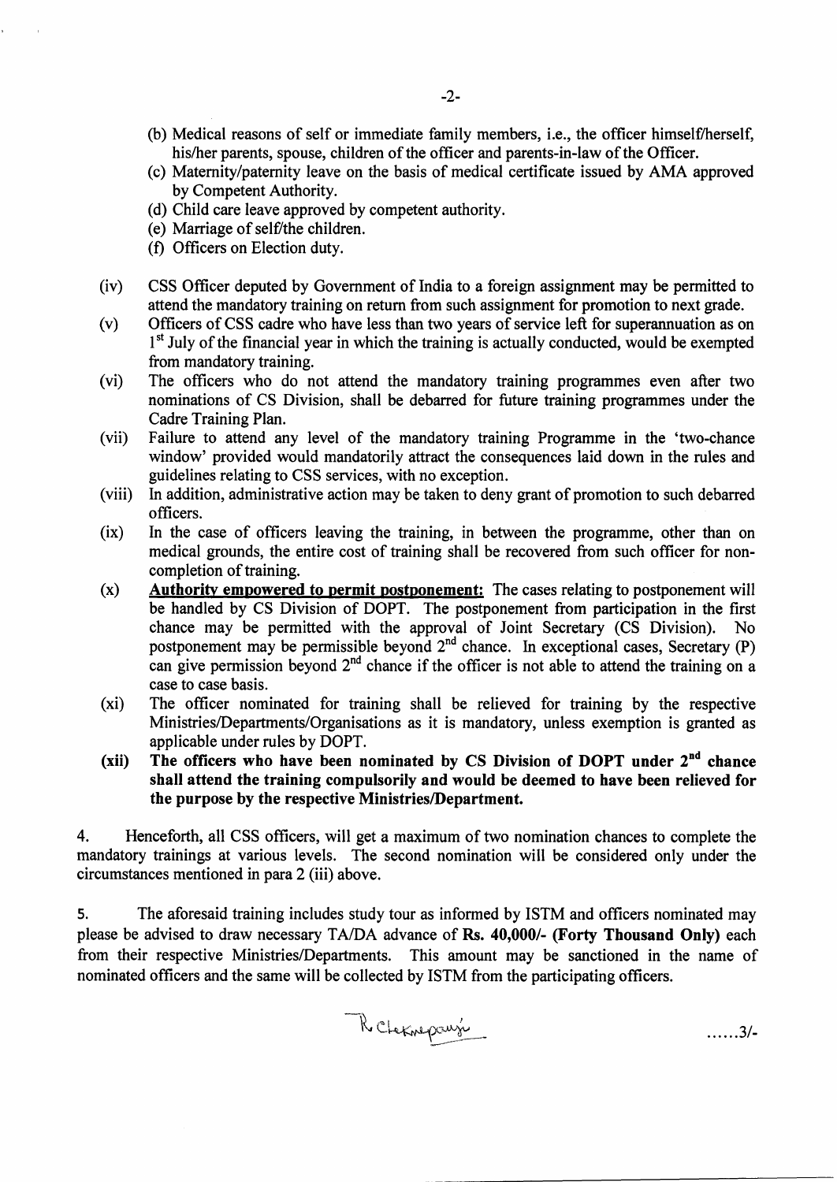(b) Medical reasons of self or immediate family members, i.e., the officer himself/herself, his/her parents, spouse, children of the officer and parents-in-law of the Officer.

(c) Maternity/paternity leave on the basis of medical certificate issued by AMA approved by Competent Authority.

(d) Child care leave approved by competent authority.

(e) Marriage of self/the children.

(f) Officers on Election duty.

(iv) CSS Officer deputed by Government of India to a foreign assignment may be permitted to attend the mandatory training on return from such assignment for promotion to next grade.

(v) Officers of CSS cadre who have less than two years of service left for superannuation as on 1st July of the financial year in which the training is actually conducted, would be exempted from mandatory training.

(vi) The officers who do not attend the mandatory training programmes even after two nominations of CS Division, shall be debarred for future training programmes under the Cadre Training Plan.

(vii) Failure to attend any level of the mandatory training Programme in the 'two-chance window' provided would mandatorily attract the consequences laid down in the rules and guidelines relating to CSS services, with no exception.

(viii) In addition, administrative action may be taken to deny grant of promotion to such debarred officers.

(ix) In the case of officers leaving the training, in between the programme, other than on medical grounds, the entire cost of training shall be recovered from such officer for non-completion of training.

(x) **Authority empowered to permit postponement:** The cases relating to postponement will be handled by CS Division of DOPT. The postponement from participation in the first chance may be permitted with the approval of Joint Secretary (CS Division). No postponement may be permissible beyond 2nd chance. In exceptional cases, Secretary (P) can give permission beyond 2nd chance if the officer is not able to attend the training on a case to case basis.

(xi) The officer nominated for training shall be relieved for training by the respective Ministries/Departments/Organisations as it is mandatory, unless exemption is granted as applicable under rules by DOPT.

(xii) **The officers who have been nominated by CS Division of DOPT under 2nd chance shall attend the training compulsorily and would be deemed to have been relieved for the purpose by the respective Ministries/Department.**

4. Henceforth, all CSS officers, will get a maximum of two nomination chances to complete the mandatory trainings at various levels. The second nomination will be considered only under the circumstances mentioned in para 2 (iii) above.

5. The aforesaid training includes study tour as informed by ISTM and officers nominated may please be advised to draw necessary TA/DA advance of **Rs. 40,000/- (Forty Thousand Only)** each from their respective Ministries/Departments. This amount may be sanctioned in the name of nominated officers and the same will be collected by ISTM from the participating officers.

R. Chekrapani

......3/-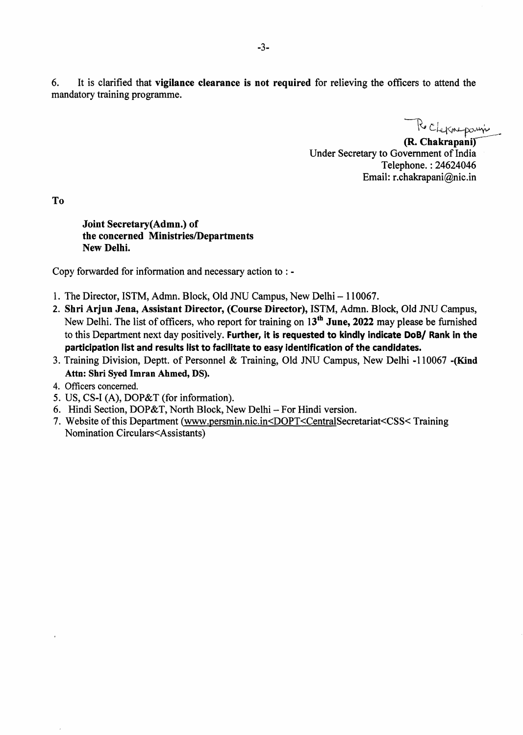6. It is clarified that **vigilance clearance is not required** for relieving the officers to attend the mandatory training programme.

R. Chakrapani

**(R. Chakrapani)**
Under Secretary to Government of India
Telephone. : 24624046
Email: r.chakrapani@nic.in

**To**

**Joint Secretary(Admn.) of**
**the concerned Ministries/Departments**
**New Delhi.**

Copy forwarded for information and necessary action to : -

1. The Director, ISTM, Admn. Block, Old JNU Campus, New Delhi – 110067.
2. **Shri Arjun Jena, Assistant Director, (Course Director),** ISTM, Admn. Block, Old JNU Campus, New Delhi. The list of officers, who report for training on **13th June, 2022** may please be furnished to this Department next day positively. **Further, it is requested to kindly indicate DoB/ Rank in the participation list and results list to facilitate to easy identification of the candidates.**
3. Training Division, Deptt. of Personnel & Training, Old JNU Campus, New Delhi -110067 **-(Kind Attn: Shri Syed Imran Ahmed, DS).**
4. Officers concerned.
5. US, CS-I (A), DOP&T (for information).
6. Hindi Section, DOP&T, North Block, New Delhi – For Hindi version.
7. Website of this Department (www.persmin.nic.in<DOPT<CentralSecretariat<CSS< Training Nomination Circulars<Assistants)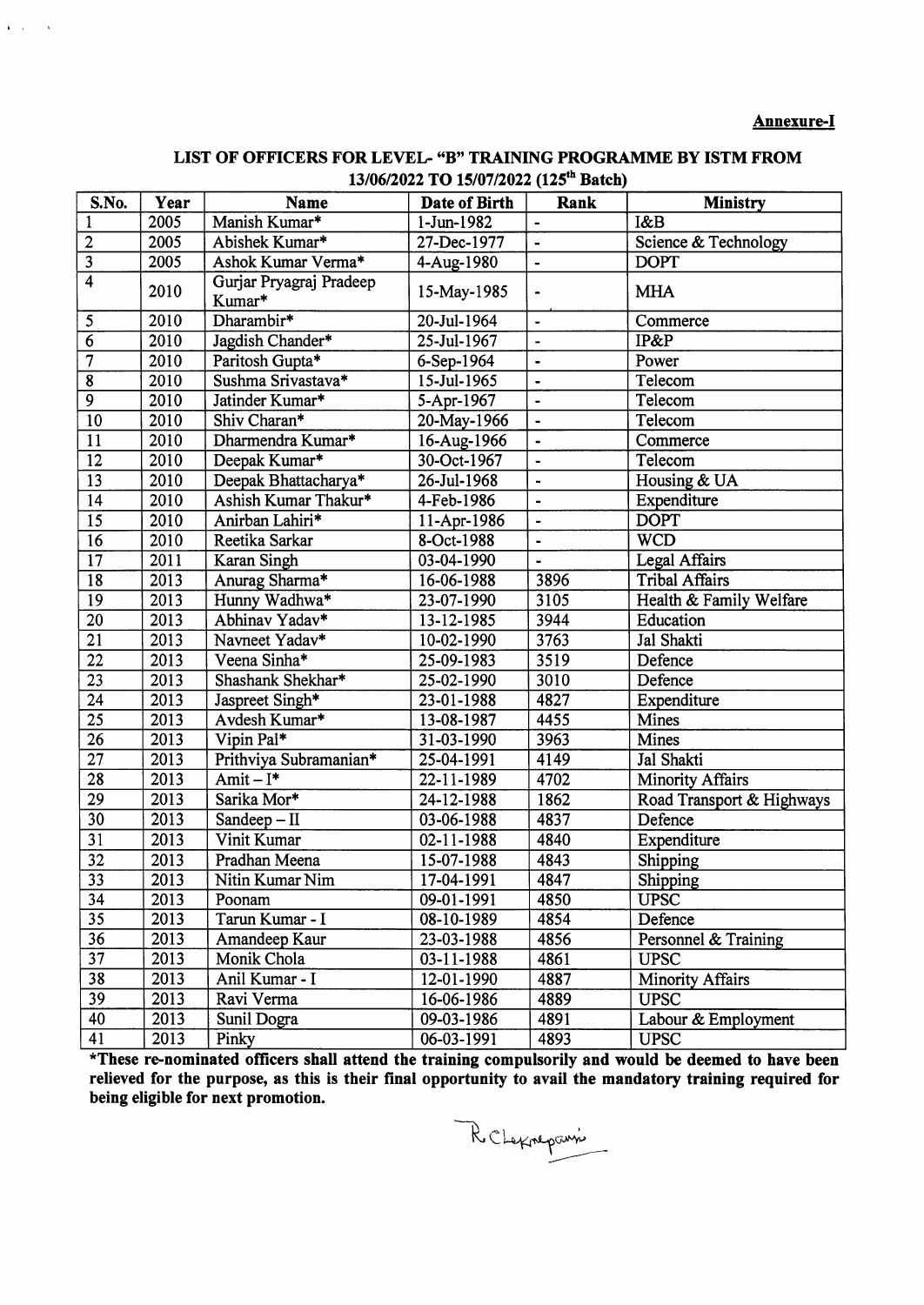**Annexure-I**

**LIST OF OFFICERS FOR LEVEL- "B" TRAINING PROGRAMME BY ISTM FROM 13/06/2022 TO 15/07/2022 (125th Batch)**

| S.No. | Year | Name | Date of Birth | Rank | Ministry |
|---|---|---|---|---|---|
| 1 | 2005 | Manish Kumar* | 1-Jun-1982 | - | I&B |
| 2 | 2005 | Abishek Kumar* | 27-Dec-1977 | - | Science & Technology |
| 3 | 2005 | Ashok Kumar Verma* | 4-Aug-1980 | - | DOPT |
| 4 | 2010 | Gurjar Pryagraj Pradeep Kumar* | 15-May-1985 | - | MHA |
| 5 | 2010 | Dharambir* | 20-Jul-1964 | - | Commerce |
| 6 | 2010 | Jagdish Chander* | 25-Jul-1967 | - | IP&P |
| 7 | 2010 | Paritosh Gupta* | 6-Sep-1964 | - | Power |
| 8 | 2010 | Sushma Srivastava* | 15-Jul-1965 | - | Telecom |
| 9 | 2010 | Jatinder Kumar* | 5-Apr-1967 | - | Telecom |
| 10 | 2010 | Shiv Charan* | 20-May-1966 | - | Telecom |
| 11 | 2010 | Dharmendra Kumar* | 16-Aug-1966 | - | Commerce |
| 12 | 2010 | Deepak Kumar* | 30-Oct-1967 | - | Telecom |
| 13 | 2010 | Deepak Bhattacharya* | 26-Jul-1968 | - | Housing & UA |
| 14 | 2010 | Ashish Kumar Thakur* | 4-Feb-1986 | - | Expenditure |
| 15 | 2010 | Anirban Lahiri* | 11-Apr-1986 | - | DOPT |
| 16 | 2010 | Reetika Sarkar | 8-Oct-1988 | - | WCD |
| 17 | 2011 | Karan Singh | 03-04-1990 | - | Legal Affairs |
| 18 | 2013 | Anurag Sharma* | 16-06-1988 | 3896 | Tribal Affairs |
| 19 | 2013 | Hunny Wadhwa* | 23-07-1990 | 3105 | Health & Family Welfare |
| 20 | 2013 | Abhinav Yadav* | 13-12-1985 | 3944 | Education |
| 21 | 2013 | Navneet Yadav* | 10-02-1990 | 3763 | Jal Shakti |
| 22 | 2013 | Veena Sinha* | 25-09-1983 | 3519 | Defence |
| 23 | 2013 | Shashank Shekhar* | 25-02-1990 | 3010 | Defence |
| 24 | 2013 | Jaspreet Singh* | 23-01-1988 | 4827 | Expenditure |
| 25 | 2013 | Avdesh Kumar* | 13-08-1987 | 4455 | Mines |
| 26 | 2013 | Vipin Pal* | 31-03-1990 | 3963 | Mines |
| 27 | 2013 | Prithviya Subramanian* | 25-04-1991 | 4149 | Jal Shakti |
| 28 | 2013 | Amit – I* | 22-11-1989 | 4702 | Minority Affairs |
| 29 | 2013 | Sarika Mor* | 24-12-1988 | 1862 | Road Transport & Highways |
| 30 | 2013 | Sandeep – II | 03-06-1988 | 4837 | Defence |
| 31 | 2013 | Vinit Kumar | 02-11-1988 | 4840 | Expenditure |
| 32 | 2013 | Pradhan Meena | 15-07-1988 | 4843 | Shipping |
| 33 | 2013 | Nitin Kumar Nim | 17-04-1991 | 4847 | Shipping |
| 34 | 2013 | Poonam | 09-01-1991 | 4850 | UPSC |
| 35 | 2013 | Tarun Kumar - I | 08-10-1989 | 4854 | Defence |
| 36 | 2013 | Amandeep Kaur | 23-03-1988 | 4856 | Personnel & Training |
| 37 | 2013 | Monik Chola | 03-11-1988 | 4861 | UPSC |
| 38 | 2013 | Anil Kumar - I | 12-01-1990 | 4887 | Minority Affairs |
| 39 | 2013 | Ravi Verma | 16-06-1986 | 4889 | UPSC |
| 40 | 2013 | Sunil Dogra | 09-03-1986 | 4891 | Labour & Employment |
| 41 | 2013 | Pinky | 06-03-1991 | 4893 | UPSC |

**\*These re-nominated officers shall attend the training compulsorily and would be deemed to have been relieved for the purpose, as this is their final opportunity to avail the mandatory training required for being eligible for next promotion.**

R. Chakrapani